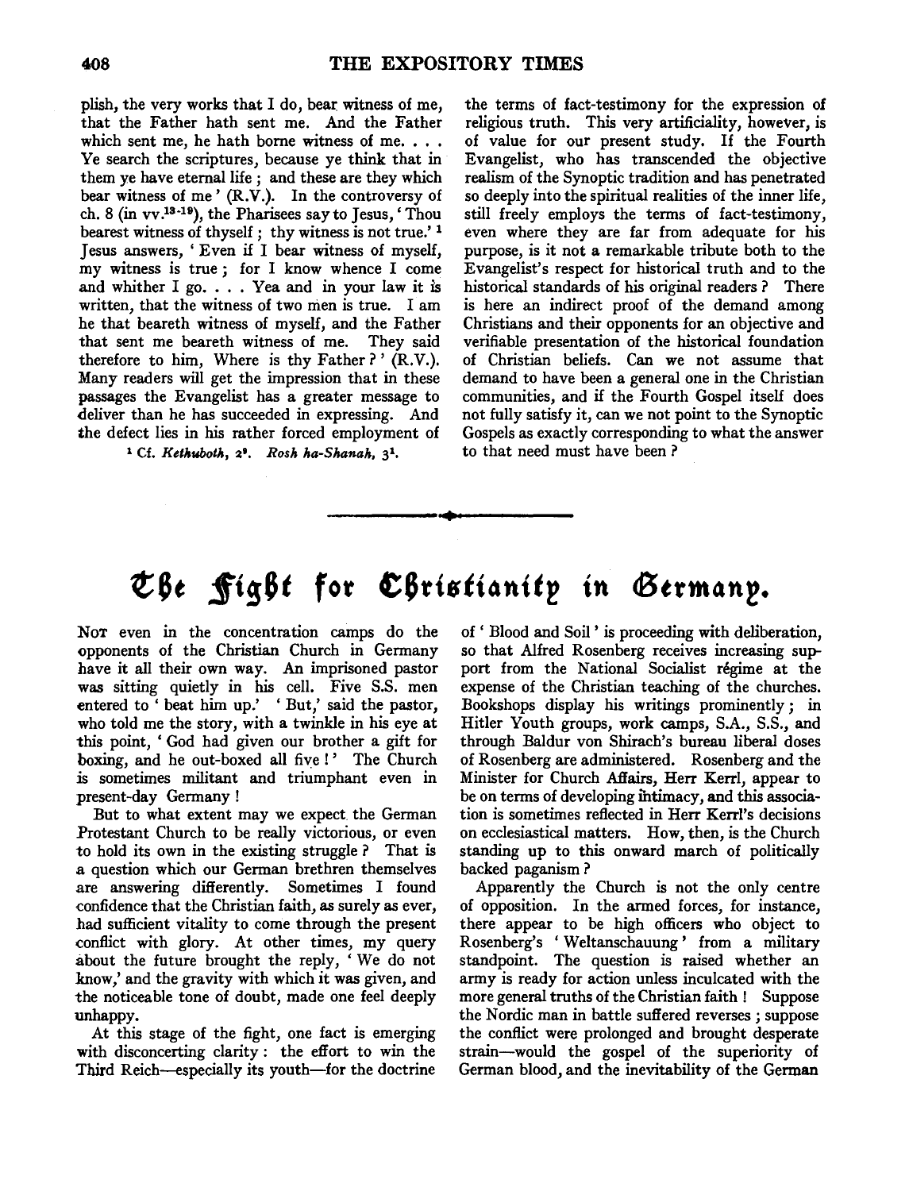plish, the very works that I do, bear witness of me, that the Father hath sent me. And the Father which sent me, he hath borne witness of me. . . . Ye search the scriptures, because ye think that in them ye have eternal life; and these are they which bear witness of me' (R.V.). In the controversy of ch. 8 (in vv.[13-19]), the Pharisees say to Jesus, 'Thou bearest witness of thyself; thy witness is not true.'[1] Jesus answers, 'Even if I bear witness of myself, my witness is true; for I know whence I come and whither I go. . . . Yea and in your law it is written, that the witness of two men is true. I am he that beareth witness of myself, and the Father that sent me beareth witness of me. They said therefore to him, Where is thy Father?' (R.V.). Many readers will get the impression that in these passages the Evangelist has a greater message to deliver than he has succeeded in expressing. And the defect lies in his rather forced employment of the terms of fact-testimony for the expression of religious truth. This very artificiality, however, is of value for our present study. If the Fourth Evangelist, who has transcended the objective realism of the Synoptic tradition and has penetrated so deeply into the spiritual realities of the inner life, still freely employs the terms of fact-testimony, even where they are far from adequate for his purpose, is it not a remarkable tribute both to the Evangelist's respect for historical truth and to the historical standards of his original readers? There is here an indirect proof of the demand among Christians and their opponents for an objective and verifiable presentation of the historical foundation of Christian beliefs. Can we not assume that demand to have been a general one in the Christian communities, and if the Fourth Gospel itself does not fully satisfy it, can we not point to the Synoptic Gospels as exactly corresponding to what the answer to that need must have been?

[1] Cf. *Kethuboth*, 2[9]. *Rosh ha-Shanah*, 3[1].

---

# The Fight for Christianity in Germany.

Not even in the concentration camps do the opponents of the Christian Church in Germany have it all their own way. An imprisoned pastor was sitting quietly in his cell. Five S.S. men entered to 'beat him up.' 'But,' said the pastor, who told me the story, with a twinkle in his eye at this point, 'God had given our brother a gift for boxing, and he out-boxed all five!' The Church is sometimes militant and triumphant even in present-day Germany!

But to what extent may we expect the German Protestant Church to be really victorious, or even to hold its own in the existing struggle? That is a question which our German brethren themselves are answering differently. Sometimes I found confidence that the Christian faith, as surely as ever, had sufficient vitality to come through the present conflict with glory. At other times, my query about the future brought the reply, 'We do not know,' and the gravity with which it was given, and the noticeable tone of doubt, made one feel deeply unhappy.

At this stage of the fight, one fact is emerging with disconcerting clarity: the effort to win the Third Reich—especially its youth—for the doctrine of 'Blood and Soil' is proceeding with deliberation, so that Alfred Rosenberg receives increasing support from the National Socialist régime at the expense of the Christian teaching of the churches. Bookshops display his writings prominently; in Hitler Youth groups, work camps, S.A., S.S., and through Baldur von Shirach's bureau liberal doses of Rosenberg are administered. Rosenberg and the Minister for Church Affairs, Herr Kerrl, appear to be on terms of developing intimacy, and this association is sometimes reflected in Herr Kerrl's decisions on ecclesiastical matters. How, then, is the Church standing up to this onward march of politically backed paganism?

Apparently the Church is not the only centre of opposition. In the armed forces, for instance, there appear to be high officers who object to Rosenberg's 'Weltanschauung' from a military standpoint. The question is raised whether an army is ready for action unless inculcated with the more general truths of the Christian faith! Suppose the Nordic man in battle suffered reverses; suppose the conflict were prolonged and brought desperate strain—would the gospel of the superiority of German blood, and the inevitability of the German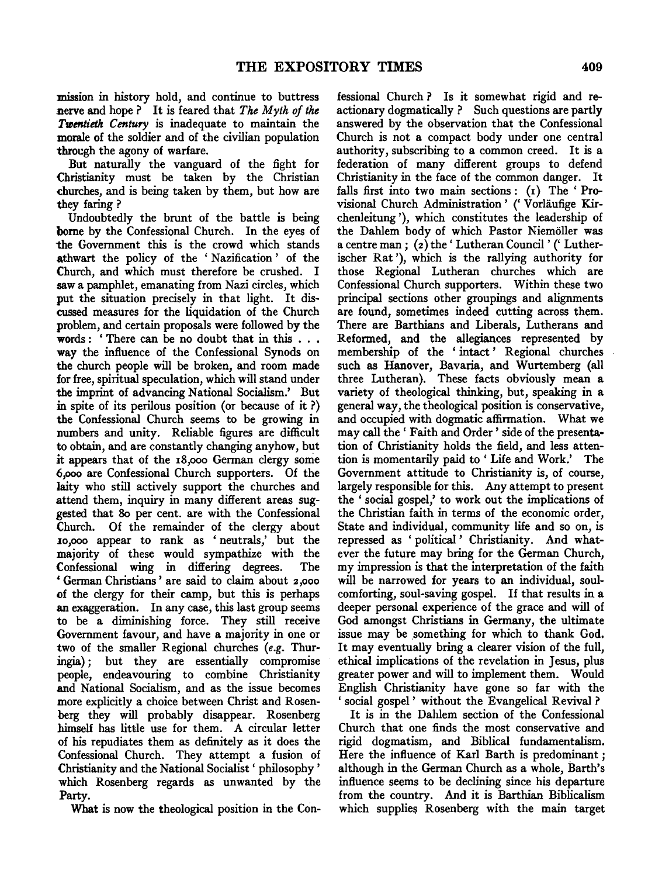mission in history hold, and continue to buttress nerve and hope? It is feared that *The Myth of the Twentieth Century* is inadequate to maintain the morale of the soldier and of the civilian population through the agony of warfare.

But naturally the vanguard of the fight for Christianity must be taken by the Christian churches, and is being taken by them, but how are they faring?

Undoubtedly the brunt of the battle is being borne by the Confessional Church. In the eyes of the Government this is the crowd which stands athwart the policy of the 'Nazification' of the Church, and which must therefore be crushed. I saw a pamphlet, emanating from Nazi circles, which put the situation precisely in that light. It discussed measures for the liquidation of the Church problem, and certain proposals were followed by the words: 'There can be no doubt that in this . . . way the influence of the Confessional Synods on the church people will be broken, and room made for free, spiritual speculation, which will stand under the imprint of advancing National Socialism.' But in spite of its perilous position (or because of it?) the Confessional Church seems to be growing in numbers and unity. Reliable figures are difficult to obtain, and are constantly changing anyhow, but it appears that of the 18,000 German clergy some 6,000 are Confessional Church supporters. Of the laity who still actively support the churches and attend them, inquiry in many different areas suggested that 80 per cent. are with the Confessional Church. Of the remainder of the clergy about 10,000 appear to rank as 'neutrals,' but the majority of these would sympathize with the Confessional wing in differing degrees. The 'German Christians' are said to claim about 2,000 of the clergy for their camp, but this is perhaps an exaggeration. In any case, this last group seems to be a diminishing force. They still receive Government favour, and have a majority in one or two of the smaller Regional churches (*e.g.* Thuringia); but they are essentially compromise people, endeavouring to combine Christianity and National Socialism, and as the issue becomes more explicitly a choice between Christ and Rosenberg they will probably disappear. Rosenberg himself has little use for them. A circular letter of his repudiates them as definitely as it does the Confessional Church. They attempt a fusion of Christianity and the National Socialist 'philosophy' which Rosenberg regards as unwanted by the Party.

What is now the theological position in the Confessional Church? Is it somewhat rigid and reactionary dogmatically? Such questions are partly answered by the observation that the Confessional Church is not a compact body under one central authority, subscribing to a common creed. It is a federation of many different groups to defend Christianity in the face of the common danger. It falls first into two main sections: (1) The 'Provisional Church Administration' ('Vorläufige Kirchenleitung'), which constitutes the leadership of the Dahlem body of which Pastor Niemöller was a centre man; (2) the 'Lutheran Council' ('Lutherischer Rat'), which is the rallying authority for those Regional Lutheran churches which are Confessional Church supporters. Within these two principal sections other groupings and alignments are found, sometimes indeed cutting across them. There are Barthians and Liberals, Lutherans and Reformed, and the allegiances represented by membership of the 'intact' Regional churches such as Hanover, Bavaria, and Wurtemberg (all three Lutheran). These facts obviously mean a variety of theological thinking, but, speaking in a general way, the theological position is conservative, and occupied with dogmatic affirmation. What we may call the 'Faith and Order' side of the presentation of Christianity holds the field, and less attention is momentarily paid to 'Life and Work.' The Government attitude to Christianity is, of course, largely responsible for this. Any attempt to present the 'social gospel,' to work out the implications of the Christian faith in terms of the economic order, State and individual, community life and so on, is repressed as 'political' Christianity. And whatever the future may bring for the German Church, my impression is that the interpretation of the faith will be narrowed for years to an individual, soul-comforting, soul-saving gospel. If that results in a deeper personal experience of the grace and will of God amongst Christians in Germany, the ultimate issue may be something for which to thank God. It may eventually bring a clearer vision of the full, ethical implications of the revelation in Jesus, plus greater power and will to implement them. Would English Christianity have gone so far with the 'social gospel' without the Evangelical Revival?

It is in the Dahlem section of the Confessional Church that one finds the most conservative and rigid dogmatism, and Biblical fundamentalism. Here the influence of Karl Barth is predominant; although in the German Church as a whole, Barth's influence seems to be declining since his departure from the country. And it is Barthian Biblicalism which supplies Rosenberg with the main target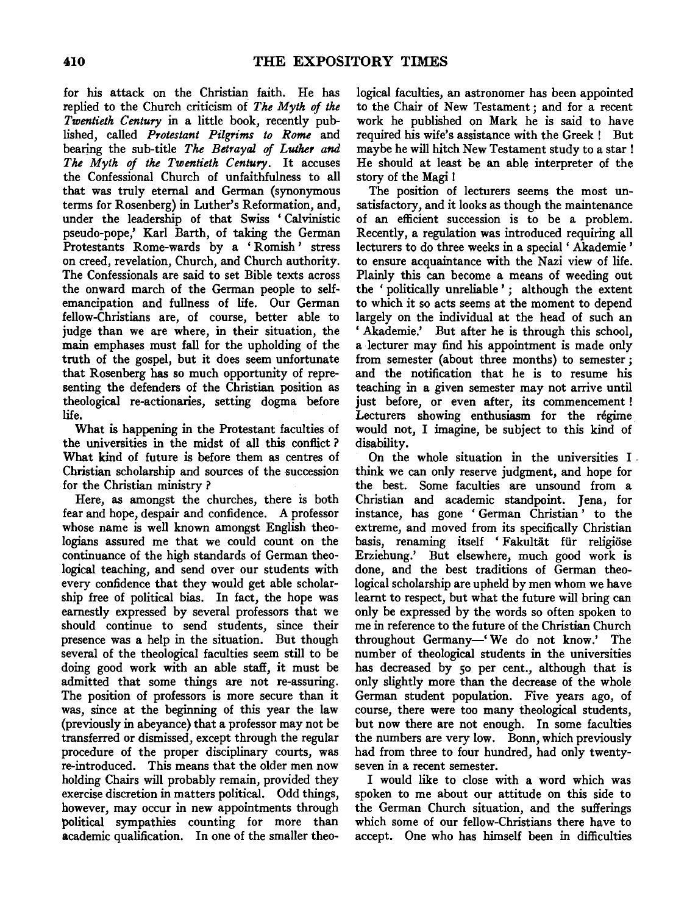for his attack on the Christian faith. He has replied to the Church criticism of *The Myth of the Twentieth Century* in a little book, recently published, called *Protestant Pilgrims to Rome* and bearing the sub-title *The Betrayal of Luther and The Myth of the Twentieth Century*. It accuses the Confessional Church of unfaithfulness to all that was truly eternal and German (synonymous terms for Rosenberg) in Luther's Reformation, and, under the leadership of that Swiss 'Calvinistic pseudo-pope,' Karl Barth, of taking the German Protestants Rome-wards by a 'Romish' stress on creed, revelation, Church, and Church authority. The Confessionals are said to set Bible texts across the onward march of the German people to self-emancipation and fullness of life. Our German fellow-Christians are, of course, better able to judge than we are where, in their situation, the main emphases must fall for the upholding of the truth of the gospel, but it does seem unfortunate that Rosenberg has so much opportunity of representing the defenders of the Christian position as theological re-actionaries, setting dogma before life.

What is happening in the Protestant faculties of the universities in the midst of all this conflict? What kind of future is before them as centres of Christian scholarship and sources of the succession for the Christian ministry?

Here, as amongst the churches, there is both fear and hope, despair and confidence. A professor whose name is well known amongst English theologians assured me that we could count on the continuance of the high standards of German theological teaching, and send over our students with every confidence that they would get able scholarship free of political bias. In fact, the hope was earnestly expressed by several professors that we should continue to send students, since their presence was a help in the situation. But though several of the theological faculties seem still to be doing good work with an able staff, it must be admitted that some things are not re-assuring. The position of professors is more secure than it was, since at the beginning of this year the law (previously in abeyance) that a professor may not be transferred or dismissed, except through the regular procedure of the proper disciplinary courts, was re-introduced. This means that the older men now holding Chairs will probably remain, provided they exercise discretion in matters political. Odd things, however, may occur in new appointments through political sympathies counting for more than academic qualification. In one of the smaller theological faculties, an astronomer has been appointed to the Chair of New Testament; and for a recent work he published on Mark he is said to have required his wife's assistance with the Greek! But maybe he will hitch New Testament study to a star! He should at least be an able interpreter of the story of the Magi!

The position of lecturers seems the most unsatisfactory, and it looks as though the maintenance of an efficient succession is to be a problem. Recently, a regulation was introduced requiring all lecturers to do three weeks in a special 'Akademie' to ensure acquaintance with the Nazi view of life. Plainly this can become a means of weeding out the 'politically unreliable'; although the extent to which it so acts seems at the moment to depend largely on the individual at the head of such an 'Akademie.' But after he is through this school, a lecturer may find his appointment is made only from semester (about three months) to semester; and the notification that he is to resume his teaching in a given semester may not arrive until just before, or even after, its commencement! Lecturers showing enthusiasm for the régime would not, I imagine, be subject to this kind of disability.

On the whole situation in the universities I think we can only reserve judgment, and hope for the best. Some faculties are unsound from a Christian and academic standpoint. Jena, for instance, has gone 'German Christian' to the extreme, and moved from its specifically Christian basis, renaming itself 'Fakultät für religiöse Erziehung.' But elsewhere, much good work is done, and the best traditions of German theological scholarship are upheld by men whom we have learnt to respect, but what the future will bring can only be expressed by the words so often spoken to me in reference to the future of the Christian Church throughout Germany—'We do not know.' The number of theological students in the universities has decreased by 50 per cent., although that is only slightly more than the decrease of the whole German student population. Five years ago, of course, there were too many theological students, but now there are not enough. In some faculties the numbers are very low. Bonn, which previously had from three to four hundred, had only twenty-seven in a recent semester.

I would like to close with a word which was spoken to me about our attitude on this side to the German Church situation, and the sufferings which some of our fellow-Christians there have to accept. One who has himself been in difficulties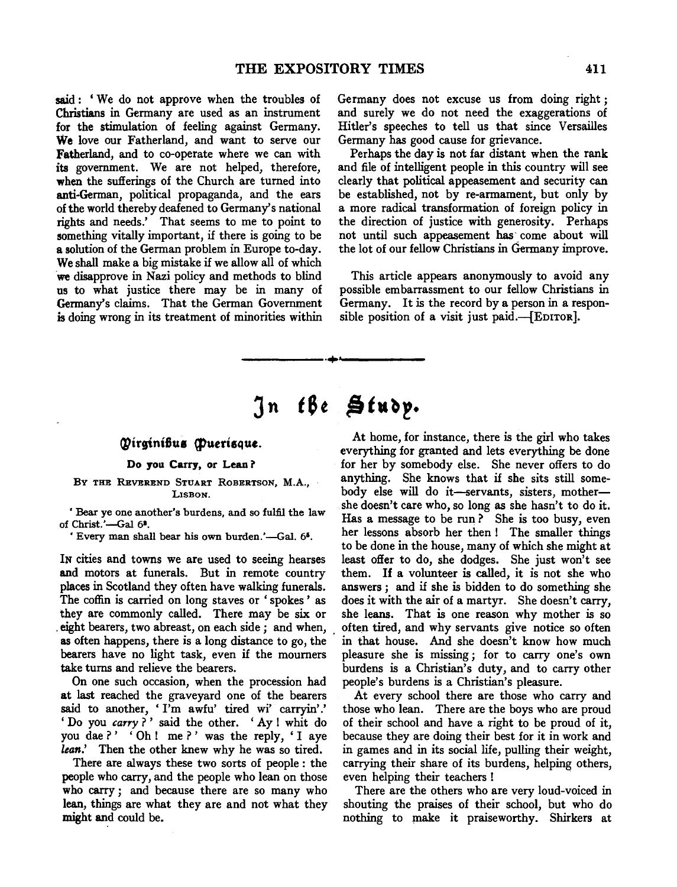said: 'We do not approve when the troubles of Christians in Germany are used as an instrument for the stimulation of feeling against Germany. We love our Fatherland, and want to serve our Fatherland, and to co-operate where we can with its government. We are not helped, therefore, when the sufferings of the Church are turned into anti-German, political propaganda, and the ears of the world thereby deafened to Germany's national rights and needs.' That seems to me to point to something vitally important, if there is going to be a solution of the German problem in Europe to-day. We shall make a big mistake if we allow all of which we disapprove in Nazi policy and methods to blind us to what justice there may be in many of Germany's claims. That the German Government is doing wrong in its treatment of minorities within Germany does not excuse us from doing right; and surely we do not need the exaggerations of Hitler's speeches to tell us that since Versailles Germany has good cause for grievance.

Perhaps the day is not far distant when the rank and file of intelligent people in this country will see clearly that political appeasement and security can be established, not by re-armament, but only by a more radical transformation of foreign policy in the direction of justice with generosity. Perhaps not until such appeasement has come about will the lot of our fellow Christians in Germany improve.

This article appears anonymously to avoid any possible embarrassment to our fellow Christians in Germany. It is the record by a person in a responsible position of a visit just paid.—[EDITOR].

---

# In the Study.

## Virginibus Puerisque.

### Do you Carry, or Lean?

BY THE REVEREND STUART ROBERTSON, M.A., LISBON.

'Bear ye one another's burdens, and so fulfil the law of Christ.'—Gal 6[2].

'Every man shall bear his own burden.'—Gal. 6[5].

IN cities and towns we are used to seeing hearses and motors at funerals. But in remote country places in Scotland they often have walking funerals. The coffin is carried on long staves or 'spokes' as they are commonly called. There may be six or eight bearers, two abreast, on each side; and when, as often happens, there is a long distance to go, the bearers have no light task, even if the mourners take turns and relieve the bearers.

On one such occasion, when the procession had at last reached the graveyard one of the bearers said to another, 'I'm awfu' tired wi' carryin'.' 'Do you *carry*?' said the other. 'Ay! whit do you dae?' 'Oh! me?' was the reply, 'I aye *lean*.' Then the other knew why he was so tired.

There are always these two sorts of people: the people who carry, and the people who lean on those who carry; and because there are so many who lean, things are what they are and not what they might and could be.

At home, for instance, there is the girl who takes everything for granted and lets everything be done for her by somebody else. She never offers to do anything. She knows that if she sits still somebody else will do it—servants, sisters, mother—she doesn't care who, so long as she hasn't to do it. Has a message to be run? She is too busy, even her lessons absorb her then! The smaller things to be done in the house, many of which she might at least offer to do, she dodges. She just won't see them. If a volunteer is called, it is not she who answers; and if she is bidden to do something she does it with the air of a martyr. She doesn't carry, she leans. That is one reason why mother is so often tired, and why servants give notice so often in that house. And she doesn't know how much pleasure she is missing; for to carry one's own burdens is a Christian's duty, and to carry other people's burdens is a Christian's pleasure.

At every school there are those who carry and those who lean. There are the boys who are proud of their school and have a right to be proud of it, because they are doing their best for it in work and in games and in its social life, pulling their weight, carrying their share of its burdens, helping others, even helping their teachers!

There are the others who are very loud-voiced in shouting the praises of their school, but who do nothing to make it praiseworthy. Shirkers at